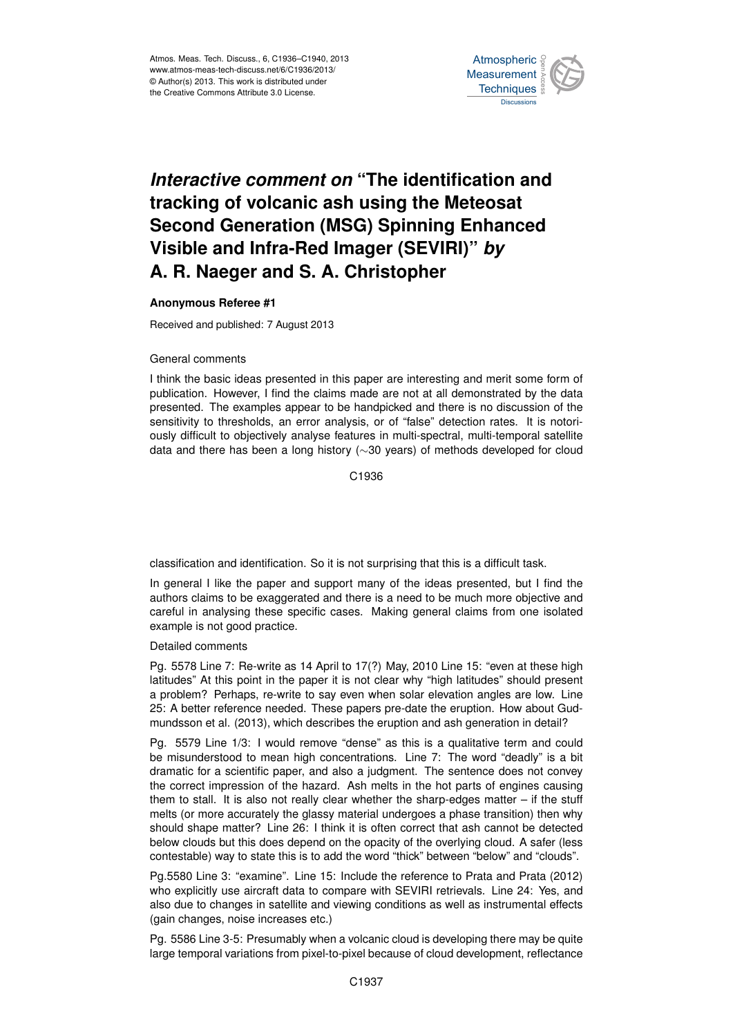# *Interactive comment on* "The identification and tracking of volcanic ash using the Meteosat Second Generation (MSG) Spinning Enhanced Visible and Infra-Red Imager (SEVIRI)" *by* A. R. Naeger and S. A. Christopher

**Anonymous Referee #1**

Received and published: 7 August 2013

General comments

I think the basic ideas presented in this paper are interesting and merit some form of publication. However, I find the claims made are not at all demonstrated by the data presented. The examples appear to be handpicked and there is no discussion of the sensitivity to thresholds, an error analysis, or of "false" detection rates. It is notoriously difficult to objectively analyse features in multi-spectral, multi-temporal satellite data and there has been a long history (∼30 years) of methods developed for cloud classification and identification. So it is not surprising that this is a difficult task.

In general I like the paper and support many of the ideas presented, but I find the authors claims to be exaggerated and there is a need to be much more objective and careful in analysing these specific cases. Making general claims from one isolated example is not good practice.

Detailed comments

Pg. 5578 Line 7: Re-write as 14 April to 17(?) May, 2010 Line 15: "even at these high latitudes" At this point in the paper it is not clear why "high latitudes" should present a problem? Perhaps, re-write to say even when solar elevation angles are low. Line 25: A better reference needed. These papers pre-date the eruption. How about Gudmundsson et al. (2013), which describes the eruption and ash generation in detail?

Pg. 5579 Line 1/3: I would remove "dense" as this is a qualitative term and could be misunderstood to mean high concentrations. Line 7: The word "deadly" is a bit dramatic for a scientific paper, and also a judgment. The sentence does not convey the correct impression of the hazard. Ash melts in the hot parts of engines causing them to stall. It is also not really clear whether the sharp-edges matter – if the stuff melts (or more accurately the glassy material undergoes a phase transition) then why should shape matter? Line 26: I think it is often correct that ash cannot be detected below clouds but this does depend on the opacity of the overlying cloud. A safer (less contestable) way to state this is to add the word "thick" between "below" and "clouds".

Pg.5580 Line 3: "examine". Line 15: Include the reference to Prata and Prata (2012) who explicitly use aircraft data to compare with SEVIRI retrievals. Line 24: Yes, and also due to changes in satellite and viewing conditions as well as instrumental effects (gain changes, noise increases etc.)

Pg. 5586 Line 3-5: Presumably when a volcanic cloud is developing there may be quite large temporal variations from pixel-to-pixel because of cloud development, reflectance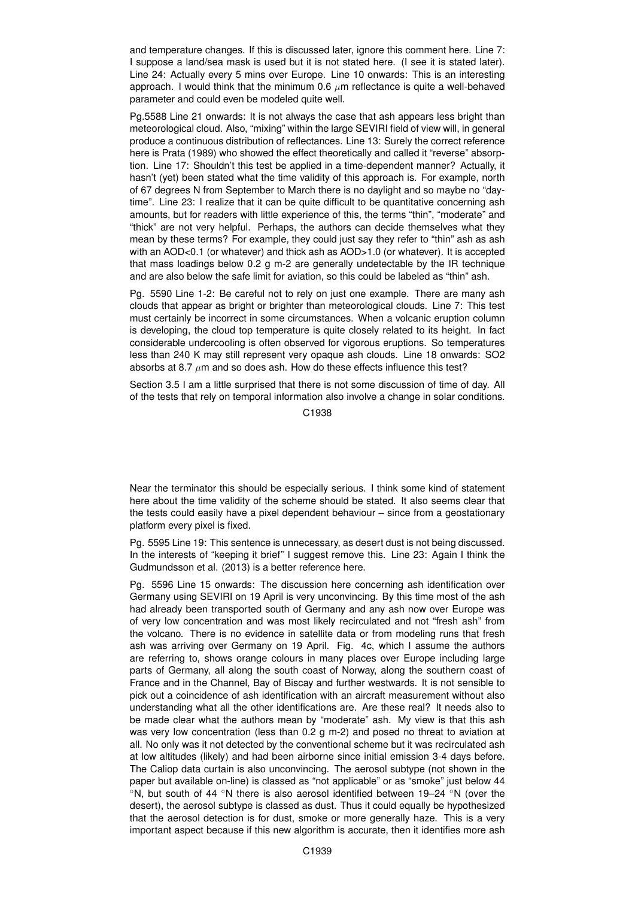and temperature changes. If this is discussed later, ignore this comment here. Line 7: I suppose a land/sea mask is used but it is not stated here. (I see it is stated later). Line 24: Actually every 5 mins over Europe. Line 10 onwards: This is an interesting approach. I would think that the minimum 0.6 $\mu$m reflectance is quite a well-behaved parameter and could even be modeled quite well.

Pg.5588 Line 21 onwards: It is not always the case that ash appears less bright than meteorological cloud. Also, "mixing" within the large SEVIRI field of view will, in general produce a continuous distribution of reflectances. Line 13: Surely the correct reference here is Prata (1989) who showed the effect theoretically and called it "reverse" absorption. Line 17: Shouldn't this test be applied in a time-dependent manner? Actually, it hasn't (yet) been stated what the time validity of this approach is. For example, north of 67 degrees N from September to March there is no daylight and so maybe no "daytime". Line 23: I realize that it can be quite difficult to be quantitative concerning ash amounts, but for readers with little experience of this, the terms "thin", "moderate" and "thick" are not very helpful. Perhaps, the authors can decide themselves what they mean by these terms? For example, they could just say they refer to "thin" ash as ash with an AOD<0.1 (or whatever) and thick ash as AOD>1.0 (or whatever). It is accepted that mass loadings below 0.2 g m-2 are generally undetectable by the IR technique and are also below the safe limit for aviation, so this could be labeled as "thin" ash.

Pg. 5590 Line 1-2: Be careful not to rely on just one example. There are many ash clouds that appear as bright or brighter than meteorological clouds. Line 7: This test must certainly be incorrect in some circumstances. When a volcanic eruption column is developing, the cloud top temperature is quite closely related to its height. In fact considerable undercooling is often observed for vigorous eruptions. So temperatures less than 240 K may still represent very opaque ash clouds. Line 18 onwards: $SO_2$ absorbs at 8.7 $\mu$m and so does ash. How do these effects influence this test?

Section 3.5 I am a little surprised that there is not some discussion of time of day. All of the tests that rely on temporal information also involve a change in solar conditions. Near the terminator this should be especially serious. I think some kind of statement here about the time validity of the scheme should be stated. It also seems clear that the tests could easily have a pixel dependent behaviour – since from a geostationary platform every pixel is fixed.

Pg. 5595 Line 19: This sentence is unnecessary, as desert dust is not being discussed. In the interests of "keeping it brief" I suggest remove this. Line 23: Again I think the Gudmundsson et al. (2013) is a better reference here.

Pg. 5596 Line 15 onwards: The discussion here concerning ash identification over Germany using SEVIRI on 19 April is very unconvincing. By this time most of the ash had already been transported south of Germany and any ash now over Europe was of very low concentration and was most likely recirculated and not "fresh ash" from the volcano. There is no evidence in satellite data or from modeling runs that fresh ash was arriving over Germany on 19 April. Fig. 4c, which I assume the authors are referring to, shows orange colours in many places over Europe including large parts of Germany, all along the south coast of Norway, along the southern coast of France and in the Channel, Bay of Biscay and further westwards. It is not sensible to pick out a coincidence of ash identification with an aircraft measurement without also understanding what all the other identifications are. Are these real? It needs also to be made clear what the authors mean by "moderate" ash. My view is that this ash was very low concentration (less than 0.2 g m-2) and posed no threat to aviation at all. No only was it not detected by the conventional scheme but it was recirculated ash at low altitudes (likely) and had been airborne since initial emission 3-4 days before. The Caliop data curtain is also unconvincing. The aerosol subtype (not shown in the paper but available on-line) is classed as "not applicable" or as "smoke" just below 44 °N, but south of 44 °N there is also aerosol identified between 19–24 °N (over the desert), the aerosol subtype is classed as dust. Thus it could equally be hypothesized that the aerosol detection is for dust, smoke or more generally haze. This is a very important aspect because if this new algorithm is accurate, then it identifies more ash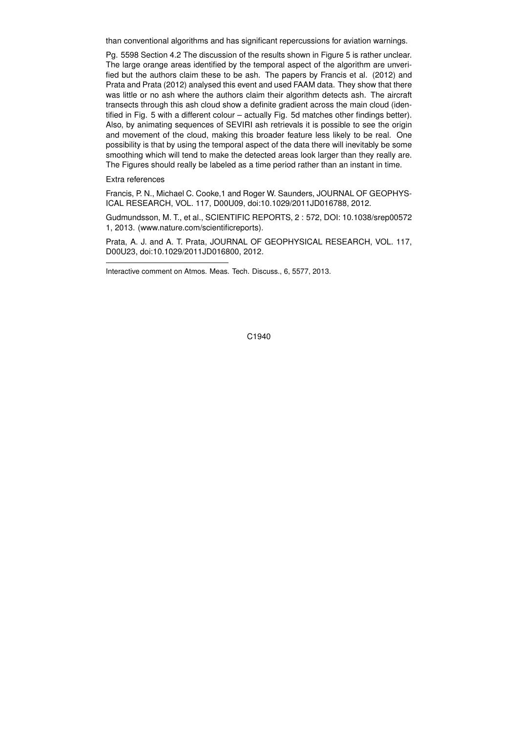than conventional algorithms and has significant repercussions for aviation warnings.

Pg. 5598 Section 4.2 The discussion of the results shown in Figure 5 is rather unclear. The large orange areas identified by the temporal aspect of the algorithm are unverified but the authors claim these to be ash. The papers by Francis et al. (2012) and Prata and Prata (2012) analysed this event and used FAAM data. They show that there was little or no ash where the authors claim their algorithm detects ash. The aircraft transects through this ash cloud show a definite gradient across the main cloud (identified in Fig. 5 with a different colour – actually Fig. 5d matches other findings better). Also, by animating sequences of SEVIRI ash retrievals it is possible to see the origin and movement of the cloud, making this broader feature less likely to be real. One possibility is that by using the temporal aspect of the data there will inevitably be some smoothing which will tend to make the detected areas look larger than they really are. The Figures should really be labeled as a time period rather than an instant in time.

Extra references

Francis, P. N., Michael C. Cooke,1 and Roger W. Saunders, JOURNAL OF GEOPHYSICAL RESEARCH, VOL. 117, D00U09, doi:10.1029/2011JD016788, 2012.

Gudmundsson, M. T., et al., SCIENTIFIC REPORTS, 2 : 572, DOI: 10.1038/srep00572 1, 2013. (www.nature.com/scientificreports).

Prata, A. J. and A. T. Prata, JOURNAL OF GEOPHYSICAL RESEARCH, VOL. 117, D00U23, doi:10.1029/2011JD016800, 2012.

---

Interactive comment on Atmos. Meas. Tech. Discuss., 6, 5577, 2013.